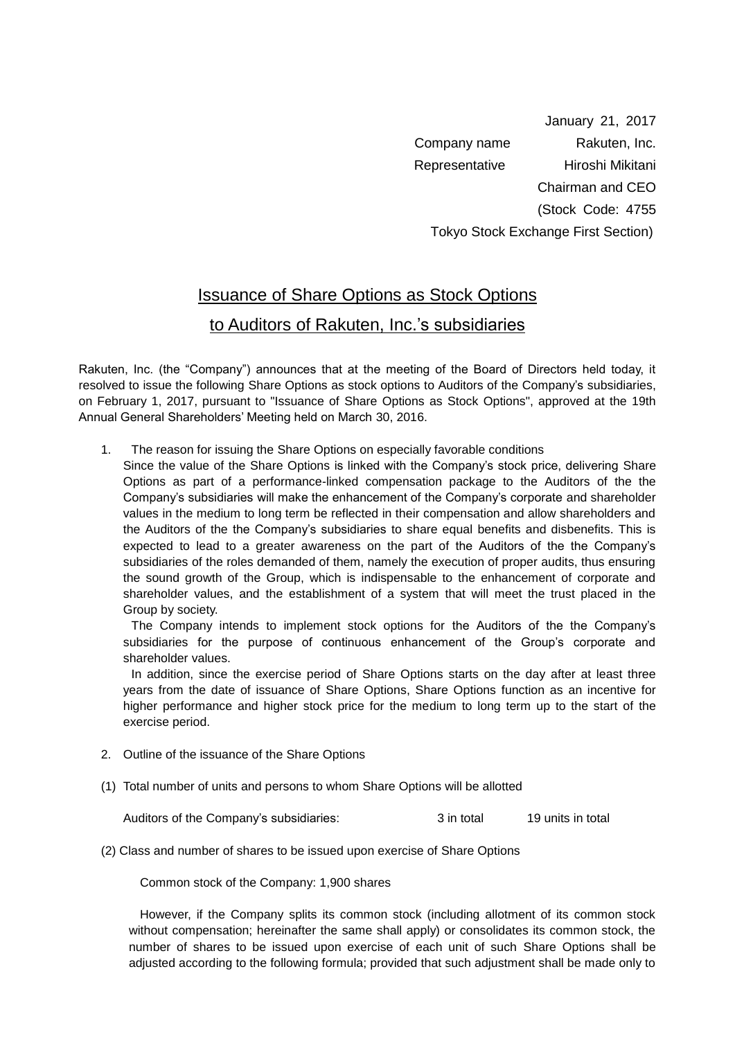January 21, 2017

Company name Rakuten, Inc.

Representative Hiroshi Mikitani

Chairman and CEO

(Stock Code: 4755

Tokyo Stock Exchange First Section)

# Issuance of Share Options as Stock Options to Auditors of Rakuten, Inc.'s subsidiaries

Rakuten, Inc. (the "Company") announces that at the meeting of the Board of Directors held today, it resolved to issue the following Share Options as stock options to Auditors of the Company's subsidiaries, on February 1, 2017, pursuant to "Issuance of Share Options as Stock Options", approved at the 19th Annual General Shareholders' Meeting held on March 30, 2016.

1. The reason for issuing the Share Options on especially favorable conditions

   Since the value of the Share Options is linked with the Company's stock price, delivering Share Options as part of a performance-linked compensation package to the Auditors of the the Company's subsidiaries will make the enhancement of the Company's corporate and shareholder values in the medium to long term be reflected in their compensation and allow shareholders and the Auditors of the the Company's subsidiaries to share equal benefits and disbenefits. This is expected to lead to a greater awareness on the part of the Auditors of the the Company's subsidiaries of the roles demanded of them, namely the execution of proper audits, thus ensuring the sound growth of the Group, which is indispensable to the enhancement of corporate and shareholder values, and the establishment of a system that will meet the trust placed in the Group by society.

   The Company intends to implement stock options for the Auditors of the the Company's subsidiaries for the purpose of continuous enhancement of the Group's corporate and shareholder values.

   In addition, since the exercise period of Share Options starts on the day after at least three years from the date of issuance of Share Options, Share Options function as an incentive for higher performance and higher stock price for the medium to long term up to the start of the exercise period.

2. Outline of the issuance of the Share Options

(1) Total number of units and persons to whom Share Options will be allotted

Auditors of the Company's subsidiaries: 3 in total 19 units in total

(2) Class and number of shares to be issued upon exercise of Share Options

Common stock of the Company: 1,900 shares

However, if the Company splits its common stock (including allotment of its common stock without compensation; hereinafter the same shall apply) or consolidates its common stock, the number of shares to be issued upon exercise of each unit of such Share Options shall be adjusted according to the following formula; provided that such adjustment shall be made only to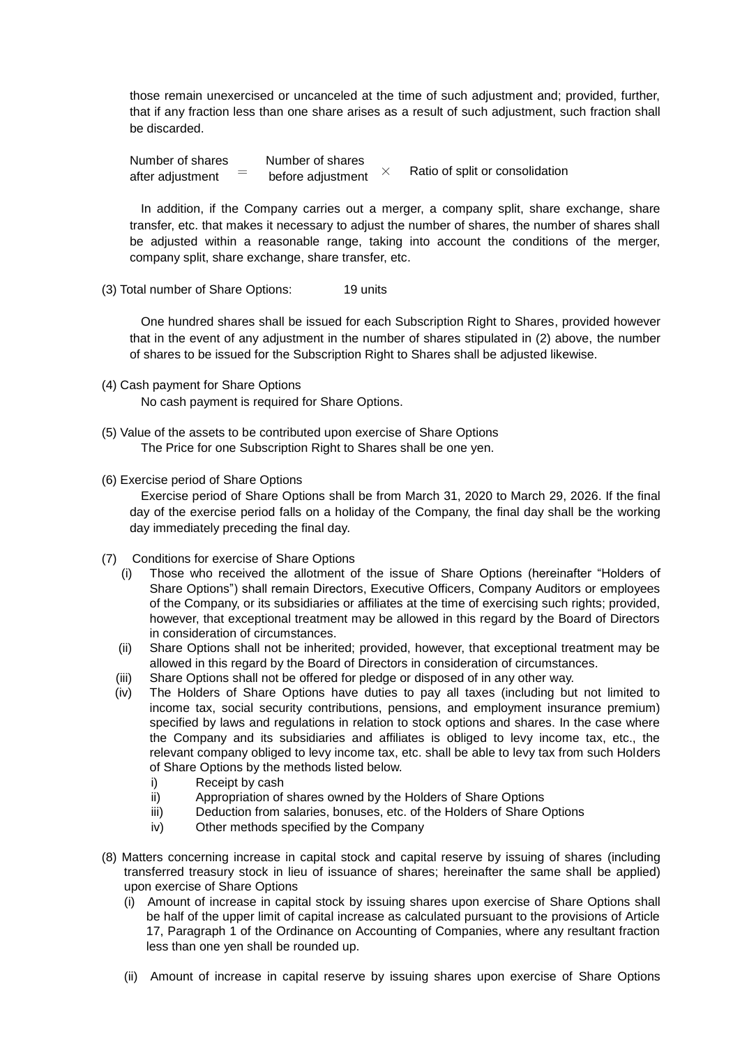those remain unexercised or uncanceled at the time of such adjustment and; provided, further, that if any fraction less than one share arises as a result of such adjustment, such fraction shall be discarded.

$$\text{Number of shares after adjustment} = \text{Number of shares before adjustment} \times \text{Ratio of split or consolidation}$$

In addition, if the Company carries out a merger, a company split, share exchange, share transfer, etc. that makes it necessary to adjust the number of shares, the number of shares shall be adjusted within a reasonable range, taking into account the conditions of the merger, company split, share exchange, share transfer, etc.

(3) Total number of Share Options: 19 units

One hundred shares shall be issued for each Subscription Right to Shares, provided however that in the event of any adjustment in the number of shares stipulated in (2) above, the number of shares to be issued for the Subscription Right to Shares shall be adjusted likewise.

(4) Cash payment for Share Options

No cash payment is required for Share Options.

(5) Value of the assets to be contributed upon exercise of Share Options

The Price for one Subscription Right to Shares shall be one yen.

(6) Exercise period of Share Options

Exercise period of Share Options shall be from March 31, 2020 to March 29, 2026. If the final day of the exercise period falls on a holiday of the Company, the final day shall be the working day immediately preceding the final day.

(7) Conditions for exercise of Share Options

(i) Those who received the allotment of the issue of Share Options (hereinafter “Holders of Share Options”) shall remain Directors, Executive Officers, Company Auditors or employees of the Company, or its subsidiaries or affiliates at the time of exercising such rights; provided, however, that exceptional treatment may be allowed in this regard by the Board of Directors in consideration of circumstances.

(ii) Share Options shall not be inherited; provided, however, that exceptional treatment may be allowed in this regard by the Board of Directors in consideration of circumstances.

(iii) Share Options shall not be offered for pledge or disposed of in any other way.

(iv) The Holders of Share Options have duties to pay all taxes (including but not limited to income tax, social security contributions, pensions, and employment insurance premium) specified by laws and regulations in relation to stock options and shares. In the case where the Company and its subsidiaries and affiliates is obliged to levy income tax, etc., the relevant company obliged to levy income tax, etc. shall be able to levy tax from such Holders of Share Options by the methods listed below.

i) Receipt by cash

ii) Appropriation of shares owned by the Holders of Share Options

iii) Deduction from salaries, bonuses, etc. of the Holders of Share Options

iv) Other methods specified by the Company

(8) Matters concerning increase in capital stock and capital reserve by issuing of shares (including transferred treasury stock in lieu of issuance of shares; hereinafter the same shall be applied) upon exercise of Share Options

(i) Amount of increase in capital stock by issuing shares upon exercise of Share Options shall be half of the upper limit of capital increase as calculated pursuant to the provisions of Article 17, Paragraph 1 of the Ordinance on Accounting of Companies, where any resultant fraction less than one yen shall be rounded up.

(ii) Amount of increase in capital reserve by issuing shares upon exercise of Share Options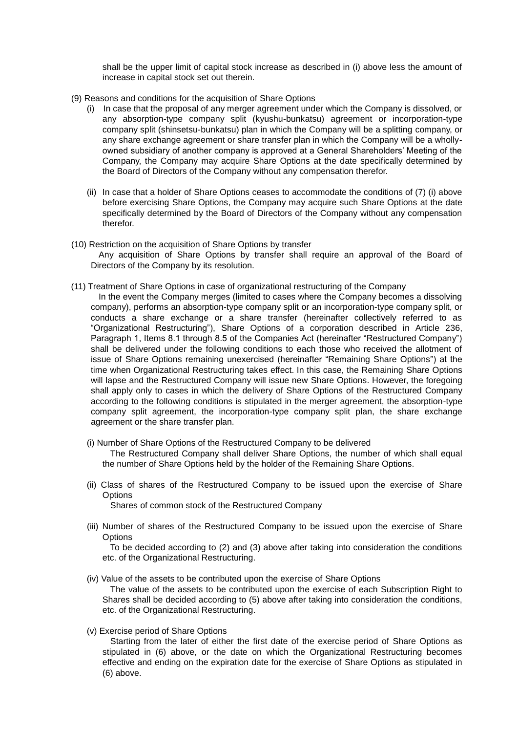shall be the upper limit of capital stock increase as described in (i) above less the amount of increase in capital stock set out therein.

(9) Reasons and conditions for the acquisition of Share Options

(i) In case that the proposal of any merger agreement under which the Company is dissolved, or any absorption-type company split (kyushu-bunkatsu) agreement or incorporation-type company split (shinsetsu-bunkatsu) plan in which the Company will be a splitting company, or any share exchange agreement or share transfer plan in which the Company will be a wholly-owned subsidiary of another company is approved at a General Shareholders' Meeting of the Company, the Company may acquire Share Options at the date specifically determined by the Board of Directors of the Company without any compensation therefor.

(ii) In case that a holder of Share Options ceases to accommodate the conditions of (7) (i) above before exercising Share Options, the Company may acquire such Share Options at the date specifically determined by the Board of Directors of the Company without any compensation therefor.

(10) Restriction on the acquisition of Share Options by transfer

Any acquisition of Share Options by transfer shall require an approval of the Board of Directors of the Company by its resolution.

(11) Treatment of Share Options in case of organizational restructuring of the Company

In the event the Company merges (limited to cases where the Company becomes a dissolving company), performs an absorption-type company split or an incorporation-type company split, or conducts a share exchange or a share transfer (hereinafter collectively referred to as "Organizational Restructuring"), Share Options of a corporation described in Article 236, Paragraph 1, Items 8.1 through 8.5 of the Companies Act (hereinafter "Restructured Company") shall be delivered under the following conditions to each those who received the allotment of issue of Share Options remaining unexercised (hereinafter "Remaining Share Options") at the time when Organizational Restructuring takes effect. In this case, the Remaining Share Options will lapse and the Restructured Company will issue new Share Options. However, the foregoing shall apply only to cases in which the delivery of Share Options of the Restructured Company according to the following conditions is stipulated in the merger agreement, the absorption-type company split agreement, the incorporation-type company split plan, the share exchange agreement or the share transfer plan.

(i) Number of Share Options of the Restructured Company to be delivered

The Restructured Company shall deliver Share Options, the number of which shall equal the number of Share Options held by the holder of the Remaining Share Options.

(ii) Class of shares of the Restructured Company to be issued upon the exercise of Share Options

Shares of common stock of the Restructured Company

(iii) Number of shares of the Restructured Company to be issued upon the exercise of Share Options

To be decided according to (2) and (3) above after taking into consideration the conditions etc. of the Organizational Restructuring.

(iv) Value of the assets to be contributed upon the exercise of Share Options

The value of the assets to be contributed upon the exercise of each Subscription Right to Shares shall be decided according to (5) above after taking into consideration the conditions, etc. of the Organizational Restructuring.

(v) Exercise period of Share Options

Starting from the later of either the first date of the exercise period of Share Options as stipulated in (6) above, or the date on which the Organizational Restructuring becomes effective and ending on the expiration date for the exercise of Share Options as stipulated in (6) above.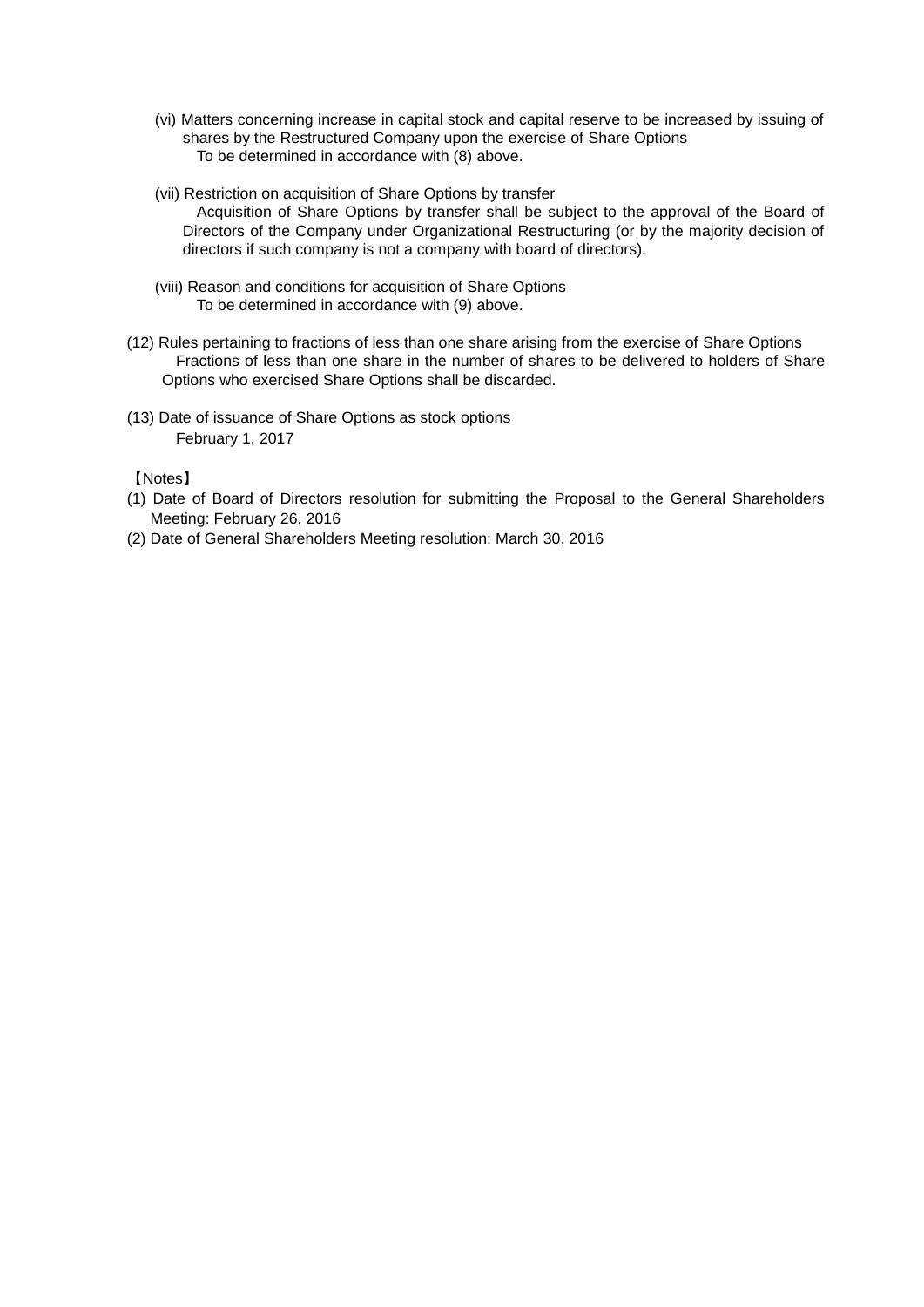(vi) Matters concerning increase in capital stock and capital reserve to be increased by issuing of shares by the Restructured Company upon the exercise of Share Options

To be determined in accordance with (8) above.

(vii) Restriction on acquisition of Share Options by transfer

Acquisition of Share Options by transfer shall be subject to the approval of the Board of Directors of the Company under Organizational Restructuring (or by the majority decision of directors if such company is not a company with board of directors).

(viii) Reason and conditions for acquisition of Share Options

To be determined in accordance with (9) above.

(12) Rules pertaining to fractions of less than one share arising from the exercise of Share Options

Fractions of less than one share in the number of shares to be delivered to holders of Share Options who exercised Share Options shall be discarded.

(13) Date of issuance of Share Options as stock options

February 1, 2017

【Notes】

(1) Date of Board of Directors resolution for submitting the Proposal to the General Shareholders Meeting: February 26, 2016

(2) Date of General Shareholders Meeting resolution: March 30, 2016